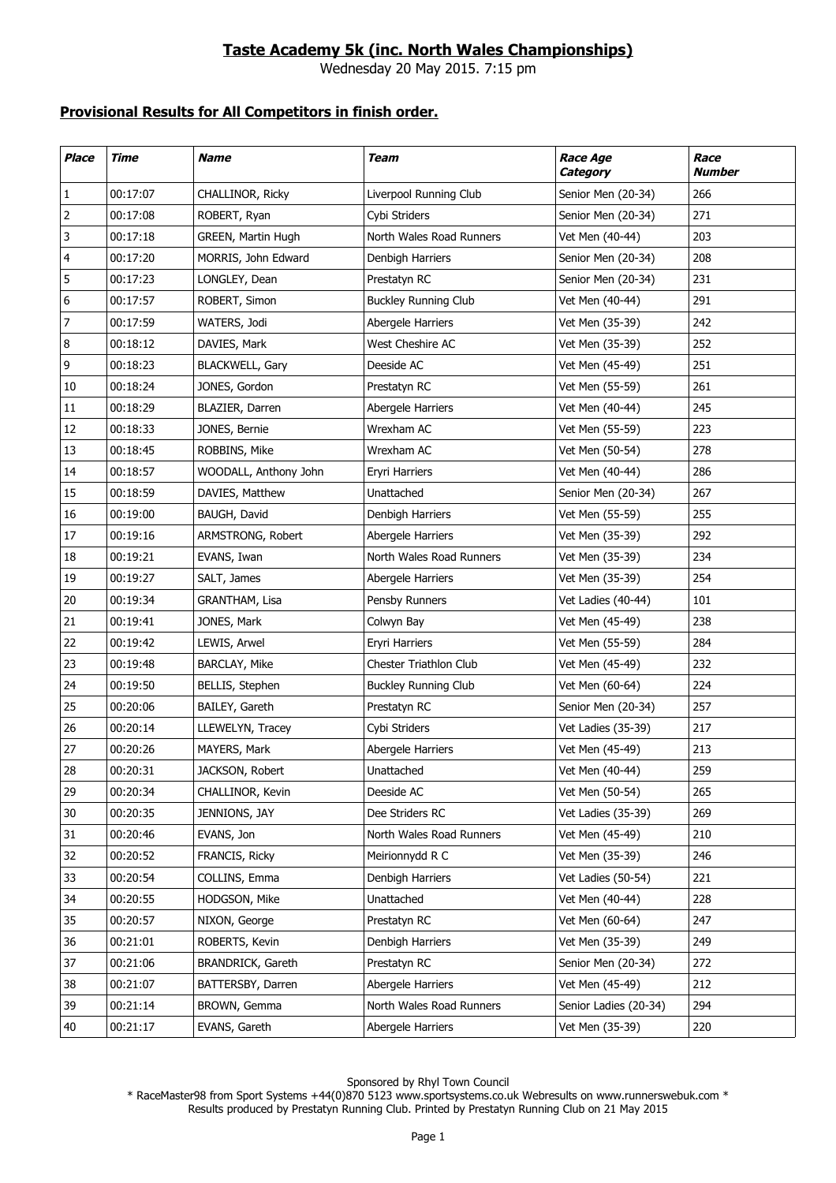# Taste Academy 5k (inc. North Wales Championships)

Wednesday 20 May 2015. 7:15 pm

## Provisional Results for All Competitors in finish order.

| *Place* | *Time* | *Name* | *Team* | *Race Age Category* | *Race Number* |
|---|---|---|---|---|---|
| 1 | 00:17:07 | CHALLINOR, Ricky | Liverpool Running Club | Senior Men (20-34) | 266 |
| 2 | 00:17:08 | ROBERT, Ryan | Cybi Striders | Senior Men (20-34) | 271 |
| 3 | 00:17:18 | GREEN, Martin Hugh | North Wales Road Runners | Vet Men (40-44) | 203 |
| 4 | 00:17:20 | MORRIS, John Edward | Denbigh Harriers | Senior Men (20-34) | 208 |
| 5 | 00:17:23 | LONGLEY, Dean | Prestatyn RC | Senior Men (20-34) | 231 |
| 6 | 00:17:57 | ROBERT, Simon | Buckley Running Club | Vet Men (40-44) | 291 |
| 7 | 00:17:59 | WATERS, Jodi | Abergele Harriers | Vet Men (35-39) | 242 |
| 8 | 00:18:12 | DAVIES, Mark | West Cheshire AC | Vet Men (35-39) | 252 |
| 9 | 00:18:23 | BLACKWELL, Gary | Deeside AC | Vet Men (45-49) | 251 |
| 10 | 00:18:24 | JONES, Gordon | Prestatyn RC | Vet Men (55-59) | 261 |
| 11 | 00:18:29 | BLAZIER, Darren | Abergele Harriers | Vet Men (40-44) | 245 |
| 12 | 00:18:33 | JONES, Bernie | Wrexham AC | Vet Men (55-59) | 223 |
| 13 | 00:18:45 | ROBBINS, Mike | Wrexham AC | Vet Men (50-54) | 278 |
| 14 | 00:18:57 | WOODALL, Anthony John | Eryri Harriers | Vet Men (40-44) | 286 |
| 15 | 00:18:59 | DAVIES, Matthew | Unattached | Senior Men (20-34) | 267 |
| 16 | 00:19:00 | BAUGH, David | Denbigh Harriers | Vet Men (55-59) | 255 |
| 17 | 00:19:16 | ARMSTRONG, Robert | Abergele Harriers | Vet Men (35-39) | 292 |
| 18 | 00:19:21 | EVANS, Iwan | North Wales Road Runners | Vet Men (35-39) | 234 |
| 19 | 00:19:27 | SALT, James | Abergele Harriers | Vet Men (35-39) | 254 |
| 20 | 00:19:34 | GRANTHAM, Lisa | Pensby Runners | Vet Ladies (40-44) | 101 |
| 21 | 00:19:41 | JONES, Mark | Colwyn Bay | Vet Men (45-49) | 238 |
| 22 | 00:19:42 | LEWIS, Arwel | Eryri Harriers | Vet Men (55-59) | 284 |
| 23 | 00:19:48 | BARCLAY, Mike | Chester Triathlon Club | Vet Men (45-49) | 232 |
| 24 | 00:19:50 | BELLIS, Stephen | Buckley Running Club | Vet Men (60-64) | 224 |
| 25 | 00:20:06 | BAILEY, Gareth | Prestatyn RC | Senior Men (20-34) | 257 |
| 26 | 00:20:14 | LLEWELYN, Tracey | Cybi Striders | Vet Ladies (35-39) | 217 |
| 27 | 00:20:26 | MAYERS, Mark | Abergele Harriers | Vet Men (45-49) | 213 |
| 28 | 00:20:31 | JACKSON, Robert | Unattached | Vet Men (40-44) | 259 |
| 29 | 00:20:34 | CHALLINOR, Kevin | Deeside AC | Vet Men (50-54) | 265 |
| 30 | 00:20:35 | JENNIONS, JAY | Dee Striders RC | Vet Ladies (35-39) | 269 |
| 31 | 00:20:46 | EVANS, Jon | North Wales Road Runners | Vet Men (45-49) | 210 |
| 32 | 00:20:52 | FRANCIS, Ricky | Meirionnydd R C | Vet Men (35-39) | 246 |
| 33 | 00:20:54 | COLLINS, Emma | Denbigh Harriers | Vet Ladies (50-54) | 221 |
| 34 | 00:20:55 | HODGSON, Mike | Unattached | Vet Men (40-44) | 228 |
| 35 | 00:20:57 | NIXON, George | Prestatyn RC | Vet Men (60-64) | 247 |
| 36 | 00:21:01 | ROBERTS, Kevin | Denbigh Harriers | Vet Men (35-39) | 249 |
| 37 | 00:21:06 | BRANDRICK, Gareth | Prestatyn RC | Senior Men (20-34) | 272 |
| 38 | 00:21:07 | BATTERSBY, Darren | Abergele Harriers | Vet Men (45-49) | 212 |
| 39 | 00:21:14 | BROWN, Gemma | North Wales Road Runners | Senior Ladies (20-34) | 294 |
| 40 | 00:21:17 | EVANS, Gareth | Abergele Harriers | Vet Men (35-39) | 220 |

Sponsored by Rhyl Town Council
* RaceMaster98 from Sport Systems +44(0)870 5123 www.sportsystems.co.uk Webresults on www.runnerswebuk.com *
Results produced by Prestatyn Running Club. Printed by Prestatyn Running Club on 21 May 2015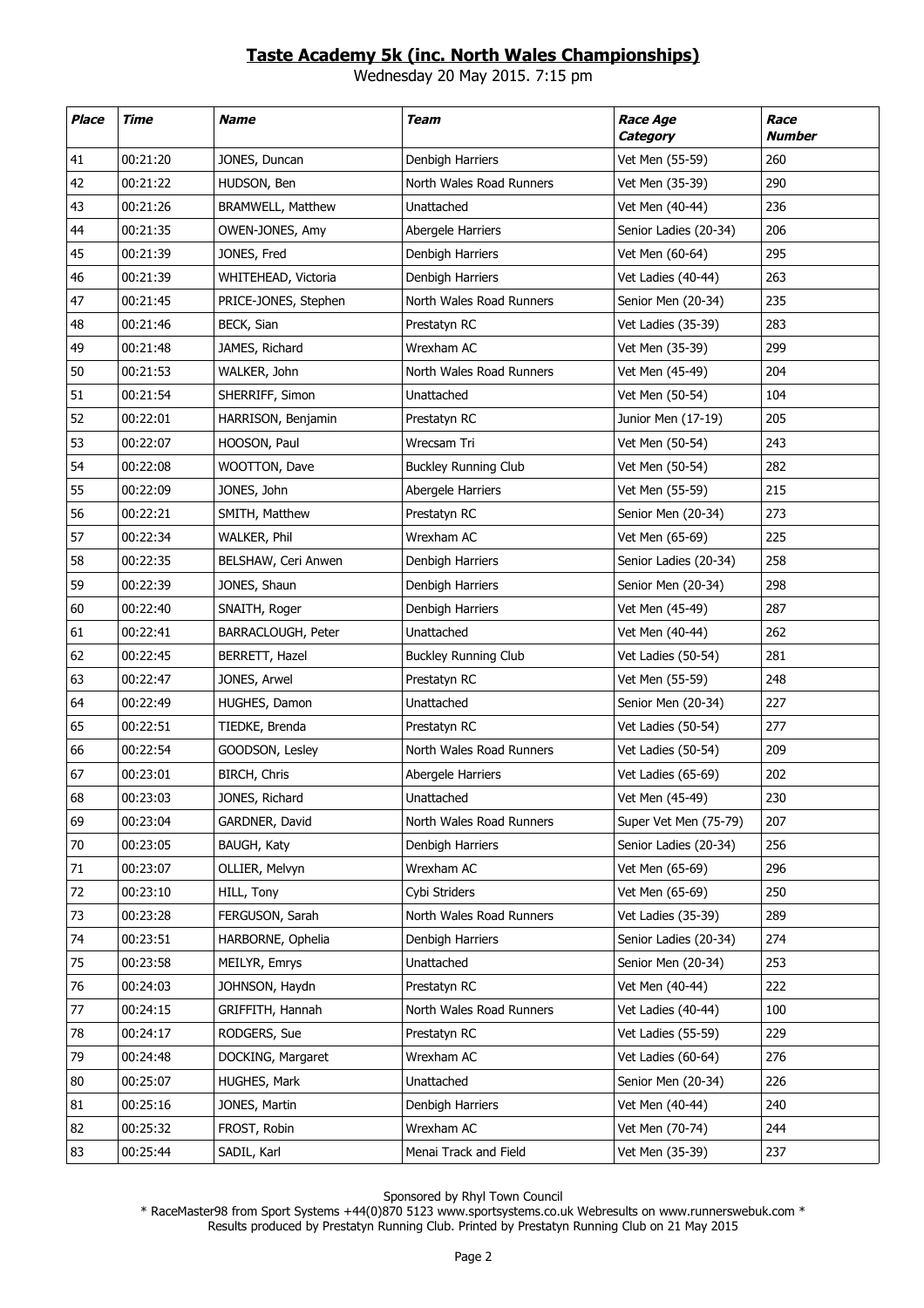## **Taste Academy 5k (inc. North Wales Championships)**

Wednesday 20 May 2015. 7:15 pm

| *Place* | *Time* | *Name* | *Team* | *Race Age Category* | *Race Number* |
|---|---|---|---|---|---|
| 41 | 00:21:20 | JONES, Duncan | Denbigh Harriers | Vet Men (55-59) | 260 |
| 42 | 00:21:22 | HUDSON, Ben | North Wales Road Runners | Vet Men (35-39) | 290 |
| 43 | 00:21:26 | BRAMWELL, Matthew | Unattached | Vet Men (40-44) | 236 |
| 44 | 00:21:35 | OWEN-JONES, Amy | Abergele Harriers | Senior Ladies (20-34) | 206 |
| 45 | 00:21:39 | JONES, Fred | Denbigh Harriers | Vet Men (60-64) | 295 |
| 46 | 00:21:39 | WHITEHEAD, Victoria | Denbigh Harriers | Vet Ladies (40-44) | 263 |
| 47 | 00:21:45 | PRICE-JONES, Stephen | North Wales Road Runners | Senior Men (20-34) | 235 |
| 48 | 00:21:46 | BECK, Sian | Prestatyn RC | Vet Ladies (35-39) | 283 |
| 49 | 00:21:48 | JAMES, Richard | Wrexham AC | Vet Men (35-39) | 299 |
| 50 | 00:21:53 | WALKER, John | North Wales Road Runners | Vet Men (45-49) | 204 |
| 51 | 00:21:54 | SHERRIFF, Simon | Unattached | Vet Men (50-54) | 104 |
| 52 | 00:22:01 | HARRISON, Benjamin | Prestatyn RC | Junior Men (17-19) | 205 |
| 53 | 00:22:07 | HOOSON, Paul | Wrecsam Tri | Vet Men (50-54) | 243 |
| 54 | 00:22:08 | WOOTTON, Dave | Buckley Running Club | Vet Men (50-54) | 282 |
| 55 | 00:22:09 | JONES, John | Abergele Harriers | Vet Men (55-59) | 215 |
| 56 | 00:22:21 | SMITH, Matthew | Prestatyn RC | Senior Men (20-34) | 273 |
| 57 | 00:22:34 | WALKER, Phil | Wrexham AC | Vet Men (65-69) | 225 |
| 58 | 00:22:35 | BELSHAW, Ceri Anwen | Denbigh Harriers | Senior Ladies (20-34) | 258 |
| 59 | 00:22:39 | JONES, Shaun | Denbigh Harriers | Senior Men (20-34) | 298 |
| 60 | 00:22:40 | SNAITH, Roger | Denbigh Harriers | Vet Men (45-49) | 287 |
| 61 | 00:22:41 | BARRACLOUGH, Peter | Unattached | Vet Men (40-44) | 262 |
| 62 | 00:22:45 | BERRETT, Hazel | Buckley Running Club | Vet Ladies (50-54) | 281 |
| 63 | 00:22:47 | JONES, Arwel | Prestatyn RC | Vet Men (55-59) | 248 |
| 64 | 00:22:49 | HUGHES, Damon | Unattached | Senior Men (20-34) | 227 |
| 65 | 00:22:51 | TIEDKE, Brenda | Prestatyn RC | Vet Ladies (50-54) | 277 |
| 66 | 00:22:54 | GOODSON, Lesley | North Wales Road Runners | Vet Ladies (50-54) | 209 |
| 67 | 00:23:01 | BIRCH, Chris | Abergele Harriers | Vet Ladies (65-69) | 202 |
| 68 | 00:23:03 | JONES, Richard | Unattached | Vet Men (45-49) | 230 |
| 69 | 00:23:04 | GARDNER, David | North Wales Road Runners | Super Vet Men (75-79) | 207 |
| 70 | 00:23:05 | BAUGH, Katy | Denbigh Harriers | Senior Ladies (20-34) | 256 |
| 71 | 00:23:07 | OLLIER, Melvyn | Wrexham AC | Vet Men (65-69) | 296 |
| 72 | 00:23:10 | HILL, Tony | Cybi Striders | Vet Men (65-69) | 250 |
| 73 | 00:23:28 | FERGUSON, Sarah | North Wales Road Runners | Vet Ladies (35-39) | 289 |
| 74 | 00:23:51 | HARBORNE, Ophelia | Denbigh Harriers | Senior Ladies (20-34) | 274 |
| 75 | 00:23:58 | MEILYR, Emrys | Unattached | Senior Men (20-34) | 253 |
| 76 | 00:24:03 | JOHNSON, Haydn | Prestatyn RC | Vet Men (40-44) | 222 |
| 77 | 00:24:15 | GRIFFITH, Hannah | North Wales Road Runners | Vet Ladies (40-44) | 100 |
| 78 | 00:24:17 | RODGERS, Sue | Prestatyn RC | Vet Ladies (55-59) | 229 |
| 79 | 00:24:48 | DOCKING, Margaret | Wrexham AC | Vet Ladies (60-64) | 276 |
| 80 | 00:25:07 | HUGHES, Mark | Unattached | Senior Men (20-34) | 226 |
| 81 | 00:25:16 | JONES, Martin | Denbigh Harriers | Vet Men (40-44) | 240 |
| 82 | 00:25:32 | FROST, Robin | Wrexham AC | Vet Men (70-74) | 244 |
| 83 | 00:25:44 | SADIL, Karl | Menai Track and Field | Vet Men (35-39) | 237 |

Sponsored by Rhyl Town Council

* RaceMaster98 from Sport Systems +44(0)870 5123 www.sportsystems.co.uk Webresults on www.runnerswebuk.com *
Results produced by Prestatyn Running Club. Printed by Prestatyn Running Club on 21 May 2015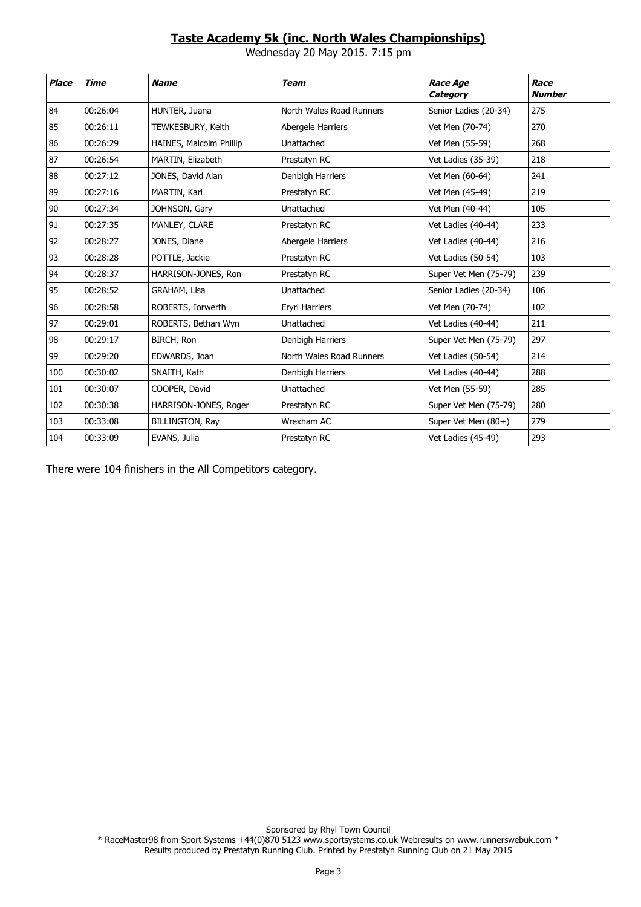## Taste Academy 5k (inc. North Wales Championships)

Wednesday 20 May 2015. 7:15 pm

| Place | Time | Name | Team | Race Age Category | Race Number |
|---|---|---|---|---|---|
| 84 | 00:26:04 | HUNTER, Juana | North Wales Road Runners | Senior Ladies (20-34) | 275 |
| 85 | 00:26:11 | TEWKESBURY, Keith | Abergele Harriers | Vet Men (70-74) | 270 |
| 86 | 00:26:29 | HAINES, Malcolm Phillip | Unattached | Vet Men (55-59) | 268 |
| 87 | 00:26:54 | MARTIN, Elizabeth | Prestatyn RC | Vet Ladies (35-39) | 218 |
| 88 | 00:27:12 | JONES, David Alan | Denbigh Harriers | Vet Men (60-64) | 241 |
| 89 | 00:27:16 | MARTIN, Karl | Prestatyn RC | Vet Men (45-49) | 219 |
| 90 | 00:27:34 | JOHNSON, Gary | Unattached | Vet Men (40-44) | 105 |
| 91 | 00:27:35 | MANLEY, CLARE | Prestatyn RC | Vet Ladies (40-44) | 233 |
| 92 | 00:28:27 | JONES, Diane | Abergele Harriers | Vet Ladies (40-44) | 216 |
| 93 | 00:28:28 | POTTLE, Jackie | Prestatyn RC | Vet Ladies (50-54) | 103 |
| 94 | 00:28:37 | HARRISON-JONES, Ron | Prestatyn RC | Super Vet Men (75-79) | 239 |
| 95 | 00:28:52 | GRAHAM, Lisa | Unattached | Senior Ladies (20-34) | 106 |
| 96 | 00:28:58 | ROBERTS, Iorwerth | Eryri Harriers | Vet Men (70-74) | 102 |
| 97 | 00:29:01 | ROBERTS, Bethan Wyn | Unattached | Vet Ladies (40-44) | 211 |
| 98 | 00:29:17 | BIRCH, Ron | Denbigh Harriers | Super Vet Men (75-79) | 297 |
| 99 | 00:29:20 | EDWARDS, Joan | North Wales Road Runners | Vet Ladies (50-54) | 214 |
| 100 | 00:30:02 | SNAITH, Kath | Denbigh Harriers | Vet Ladies (40-44) | 288 |
| 101 | 00:30:07 | COOPER, David | Unattached | Vet Men (55-59) | 285 |
| 102 | 00:30:38 | HARRISON-JONES, Roger | Prestatyn RC | Super Vet Men (75-79) | 280 |
| 103 | 00:33:08 | BILLINGTON, Ray | Wrexham AC | Super Vet Men (80+) | 279 |
| 104 | 00:33:09 | EVANS, Julia | Prestatyn RC | Vet Ladies (45-49) | 293 |

There were 104 finishers in the All Competitors category.

Sponsored by Rhyl Town Council

* RaceMaster98 from Sport Systems +44(0)870 5123 www.sportsystems.co.uk Webresults on www.runnerswebuk.com *

Results produced by Prestatyn Running Club. Printed by Prestatyn Running Club on 21 May 2015